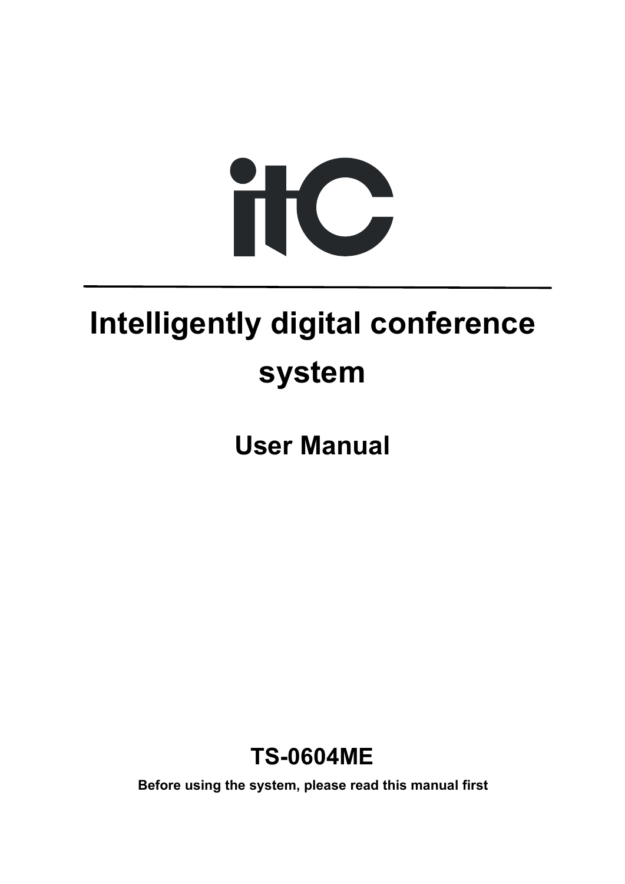# Intelligently digital conference system

## User Manual

## TS-0604ME

**Before using the system, please read this manual first**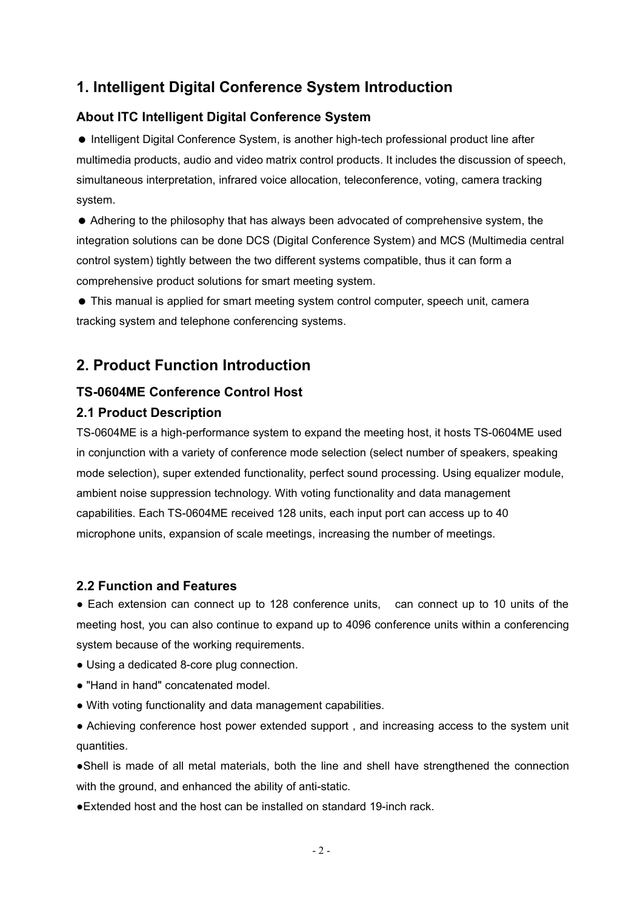## 1. Intelligent Digital Conference System Introduction

### About ITC Intelligent Digital Conference System

● Intelligent Digital Conference System, is another high-tech professional product line after multimedia products, audio and video matrix control products. It includes the discussion of speech, simultaneous interpretation, infrared voice allocation, teleconference, voting, camera tracking system.

● Adhering to the philosophy that has always been advocated of comprehensive system, the integration solutions can be done DCS (Digital Conference System) and MCS (Multimedia central control system) tightly between the two different systems compatible, thus it can form a comprehensive product solutions for smart meeting system.

● This manual is applied for smart meeting system control computer, speech unit, camera tracking system and telephone conferencing systems.

## 2. Product Function Introduction

### TS-0604ME Conference Control Host

### 2.1 Product Description

TS-0604ME is a high-performance system to expand the meeting host, it hosts TS-0604ME used in conjunction with a variety of conference mode selection (select number of speakers, speaking mode selection), super extended functionality, perfect sound processing. Using equalizer module, ambient noise suppression technology. With voting functionality and data management capabilities. Each TS-0604ME received 128 units, each input port can access up to 40 microphone units, expansion of scale meetings, increasing the number of meetings.

### 2.2 Function and Features

● Each extension can connect up to 128 conference units, can connect up to 10 units of the meeting host, you can also continue to expand up to 4096 conference units within a conferencing system because of the working requirements.

● Using a dedicated 8-core plug connection.

● "Hand in hand" concatenated model.

● With voting functionality and data management capabilities.

● Achieving conference host power extended support , and increasing access to the system unit quantities.

●Shell is made of all metal materials, both the line and shell have strengthened the connection with the ground, and enhanced the ability of anti-static.

●Extended host and the host can be installed on standard 19-inch rack.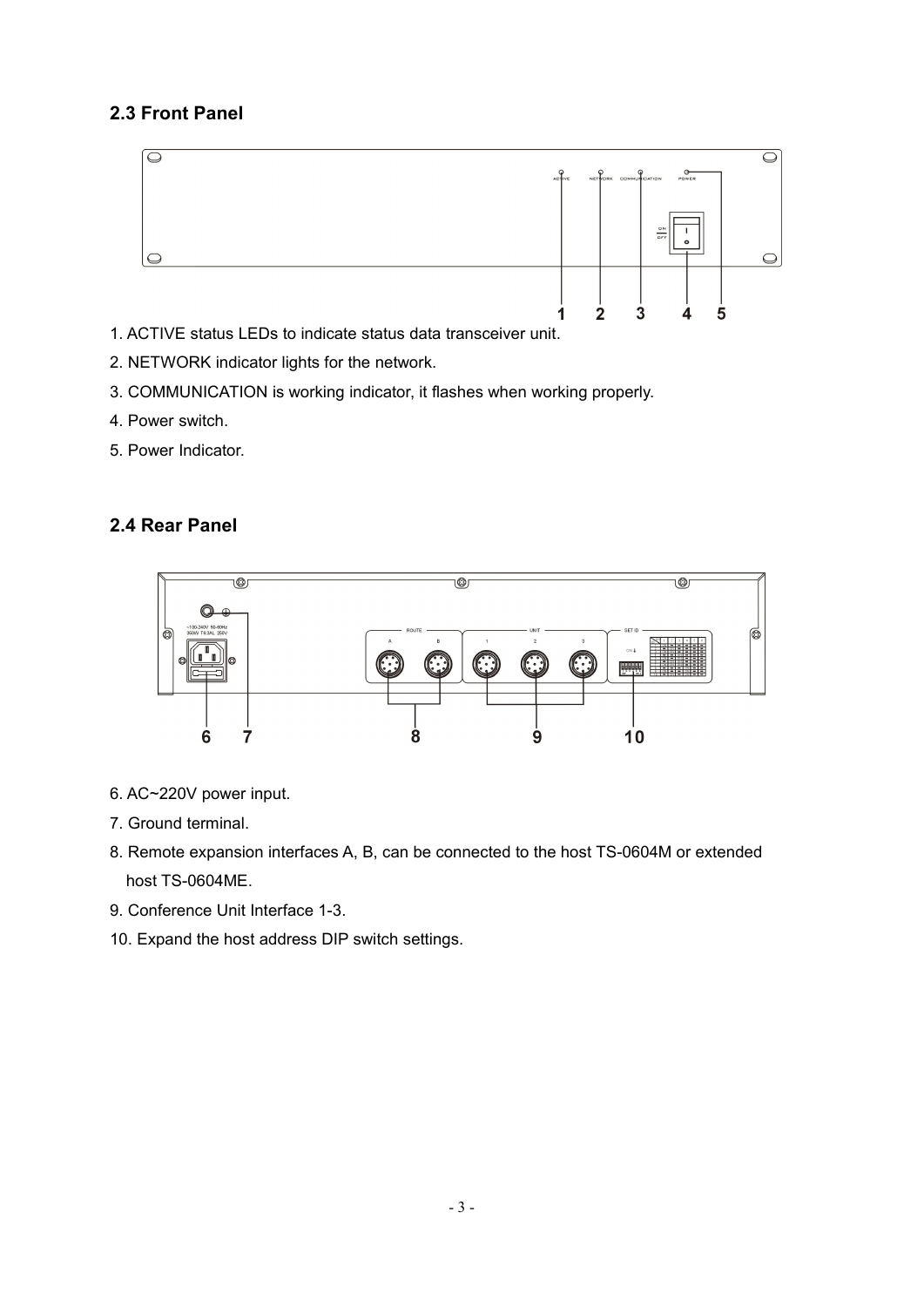## 2.3 Front Panel

1. ACTIVE status LEDs to indicate status data transceiver unit.
2. NETWORK indicator lights for the network.
3. COMMUNICATION is working indicator, it flashes when working properly.
4. Power switch.
5. Power Indicator.

## 2.4 Rear Panel

6. AC~220V power input.
7. Ground terminal.
8. Remote expansion interfaces A, B, can be connected to the host TS-0604M or extended host TS-0604ME.
9. Conference Unit Interface 1-3.
10. Expand the host address DIP switch settings.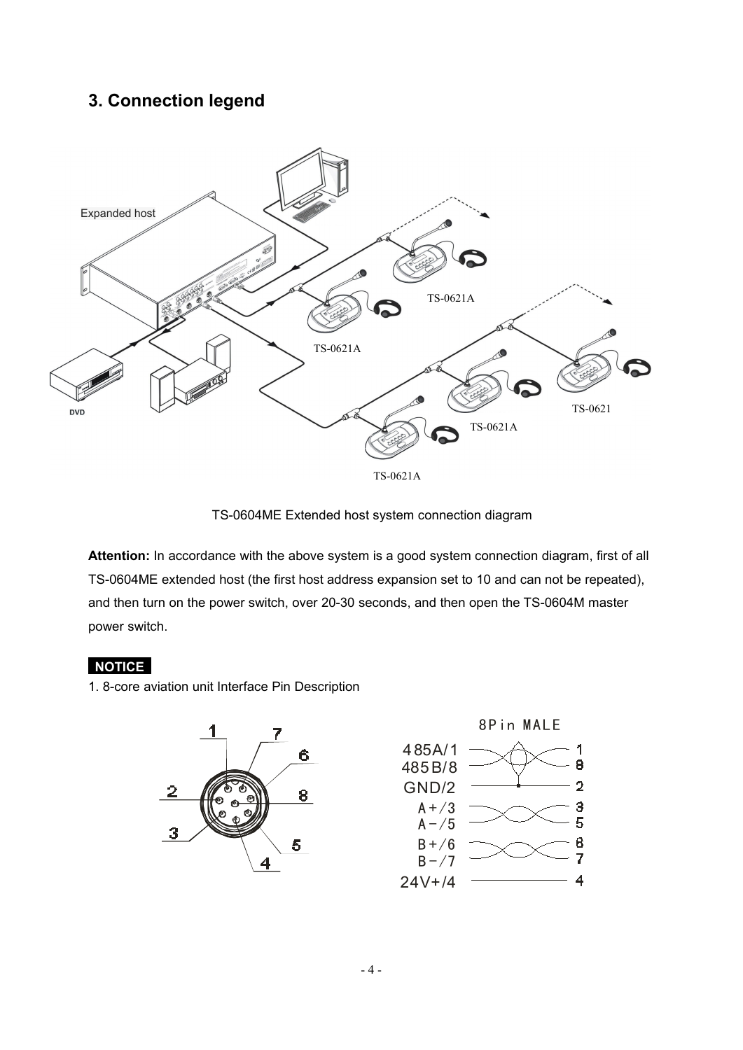# 3. Connection legend

Expanded host

TS-0621A

TS-0621A

DVD

TS-0621

TS-0621A

TS-0621A

TS-0604ME Extended host system connection diagram

**Attention:** In accordance with the above system is a good system connection diagram, first of all TS-0604ME extended host (the first host address expansion set to 10 and can not be repeated), and then turn on the power switch, over 20-30 seconds, and then open the TS-0604M master power switch.

**NOTICE**

1. 8-core aviation unit Interface Pin Description

8Pin MALE

485A/1 — 1

485B/8 — 8

GND/2 — 2

A+/3 — 3

A−/5 — 5

B+/6 — 6

B−/7 — 7

24V+/4 — 4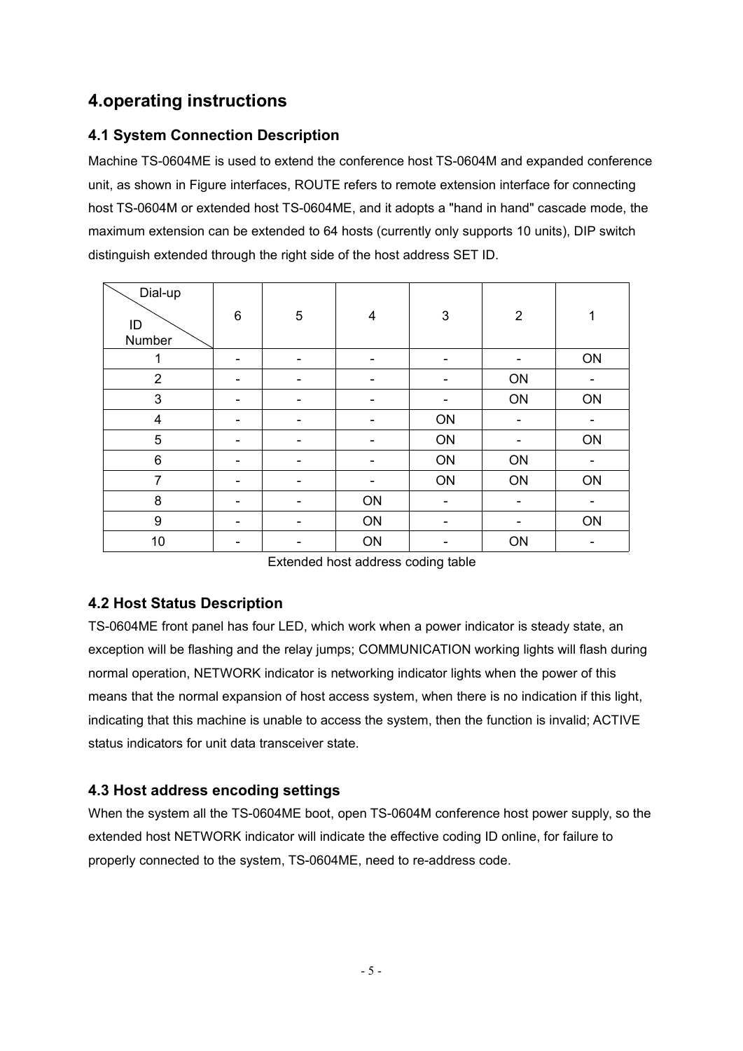# 4.operating instructions

## 4.1 System Connection Description

Machine TS-0604ME is used to extend the conference host TS-0604M and expanded conference unit, as shown in Figure interfaces, ROUTE refers to remote extension interface for connecting host TS-0604M or extended host TS-0604ME, and it adopts a "hand in hand" cascade mode, the maximum extension can be extended to 64 hosts (currently only supports 10 units), DIP switch distinguish extended through the right side of the host address SET ID.

| Dial-up / ID Number | 6 | 5 | 4 | 3 | 2 | 1 |
|---|---|---|---|---|---|---|
| 1 | - | - | - | - | - | ON |
| 2 | - | - | - | - | ON | - |
| 3 | - | - | - | - | ON | ON |
| 4 | - | - | - | ON | - | - |
| 5 | - | - | - | ON | - | ON |
| 6 | - | - | - | ON | ON | - |
| 7 | - | - | - | ON | ON | ON |
| 8 | - | - | ON | - | - | - |
| 9 | - | - | ON | - | - | ON |
| 10 | - | - | ON | - | ON | - |

Extended host address coding table

## 4.2 Host Status Description

TS-0604ME front panel has four LED, which work when a power indicator is steady state, an exception will be flashing and the relay jumps; COMMUNICATION working lights will flash during normal operation, NETWORK indicator is networking indicator lights when the power of this means that the normal expansion of host access system, when there is no indication if this light, indicating that this machine is unable to access the system, then the function is invalid; ACTIVE status indicators for unit data transceiver state.

## 4.3 Host address encoding settings

When the system all the TS-0604ME boot, open TS-0604M conference host power supply, so the extended host NETWORK indicator will indicate the effective coding ID online, for failure to properly connected to the system, TS-0604ME, need to re-address code.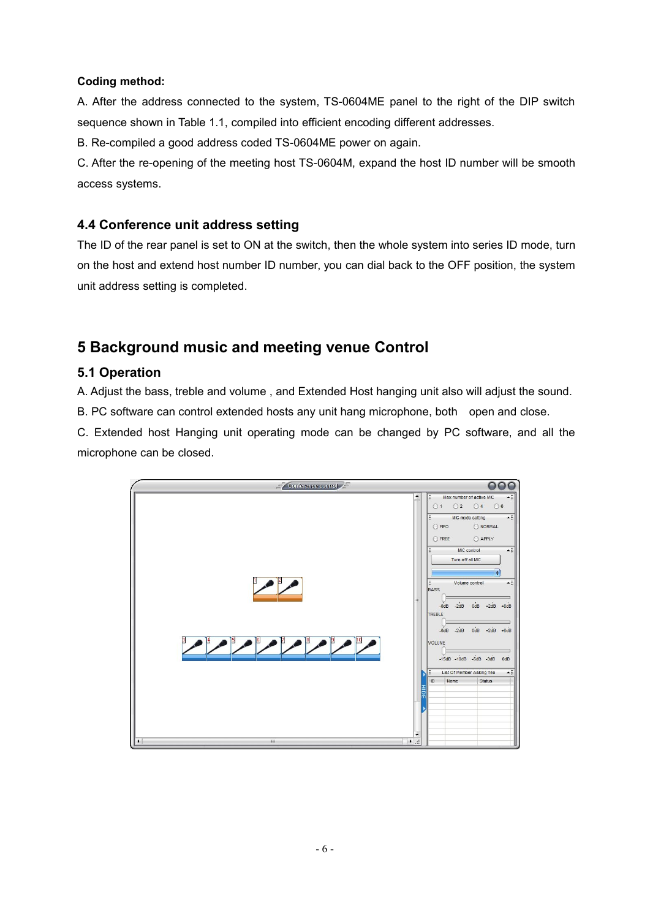**Coding method:**

A. After the address connected to the system, TS-0604ME panel to the right of the DIP switch sequence shown in Table 1.1, compiled into efficient encoding different addresses.

B. Re-compiled a good address coded TS-0604ME power on again.

C. After the re-opening of the meeting host TS-0604M, expand the host ID number will be smooth access systems.

### 4.4 Conference unit address setting

The ID of the rear panel is set to ON at the switch, then the whole system into series ID mode, turn on the host and extend host number ID number, you can dial back to the OFF position, the system unit address setting is completed.

## 5 Background music and meeting venue Control

### 5.1 Operation

A. Adjust the bass, treble and volume , and Extended Host hanging unit also will adjust the sound.

B. PC software can control extended hosts any unit hang microphone, both open and close.

C. Extended host Hanging unit operating mode can be changed by PC software, and all the microphone can be closed.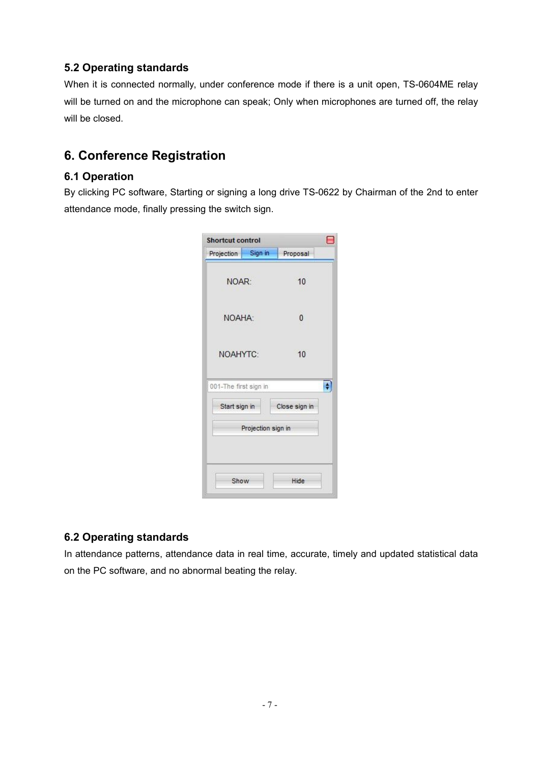### 5.2 Operating standards

When it is connected normally, under conference mode if there is a unit open, TS-0604ME relay will be turned on and the microphone can speak; Only when microphones are turned off, the relay will be closed.

## 6. Conference Registration

### 6.1 Operation

By clicking PC software, Starting or signing a long drive TS-0622 by Chairman of the 2nd to enter attendance mode, finally pressing the switch sign.

### 6.2 Operating standards

In attendance patterns, attendance data in real time, accurate, timely and updated statistical data on the PC software, and no abnormal beating the relay.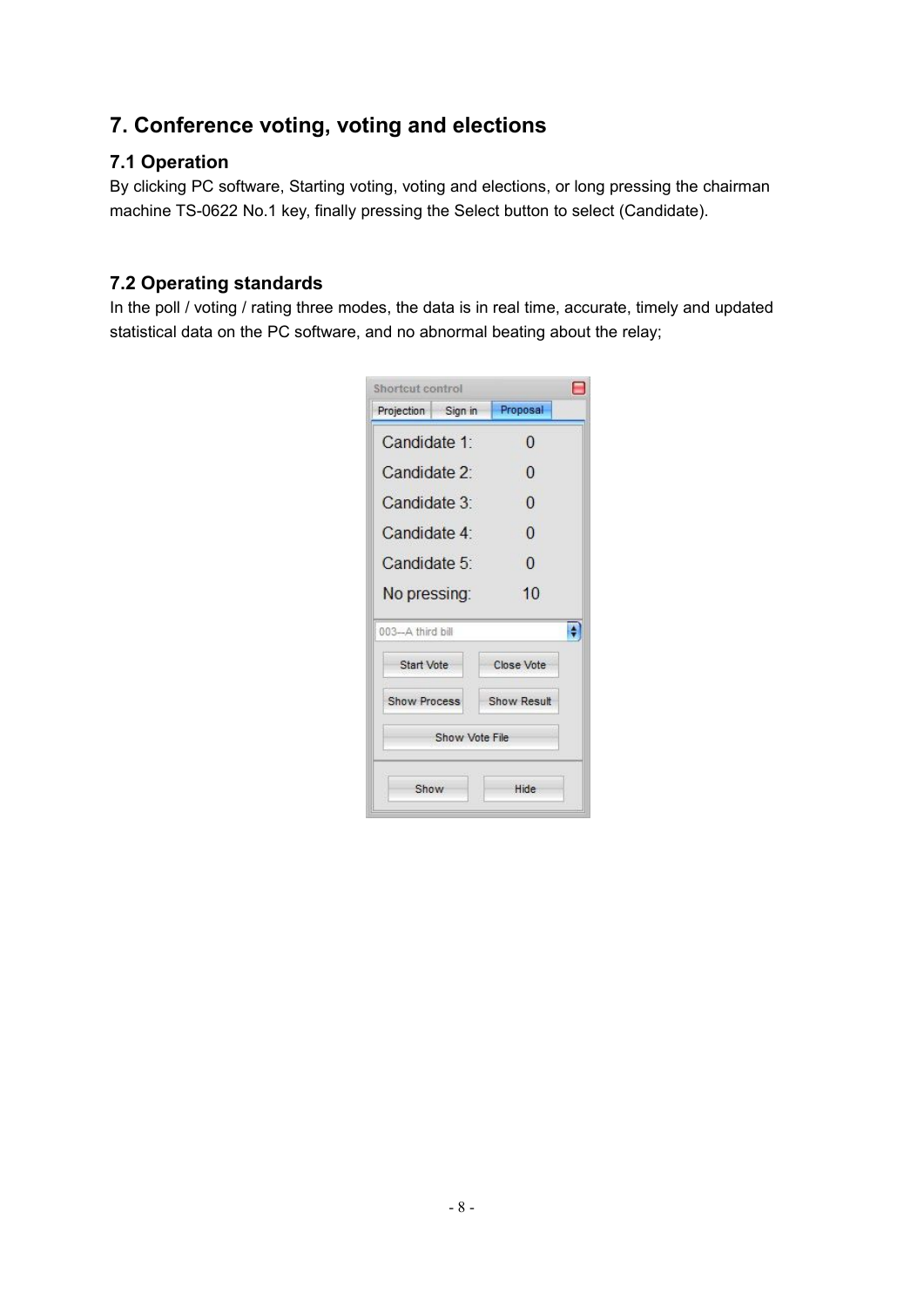# 7. Conference voting, voting and elections

## 7.1 Operation

By clicking PC software, Starting voting, voting and elections, or long pressing the chairman machine TS-0622 No.1 key, finally pressing the Select button to select (Candidate).

## 7.2 Operating standards

In the poll / voting / rating three modes, the data is in real time, accurate, timely and updated statistical data on the PC software, and no abnormal beating about the relay;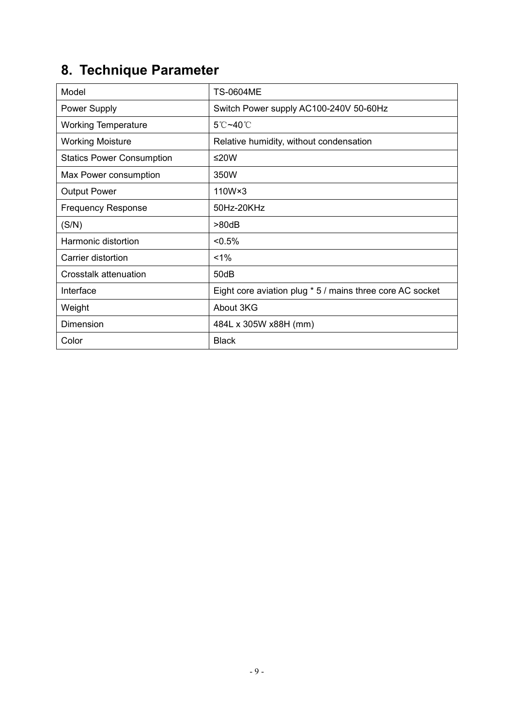## 8. Technique Parameter

| Model | TS-0604ME |
|---|---|
| Power Supply | Switch Power supply AC100-240V 50-60Hz |
| Working Temperature | 5℃~40℃ |
| Working Moisture | Relative humidity, without condensation |
| Statics Power Consumption | ≤20W |
| Max Power consumption | 350W |
| Output Power | 110W×3 |
| Frequency Response | 50Hz-20KHz |
| (S/N) | >80dB |
| Harmonic distortion | <0.5% |
| Carrier distortion | <1% |
| Crosstalk attenuation | 50dB |
| Interface | Eight core aviation plug * 5 / mains three core AC socket |
| Weight | About 3KG |
| Dimension | 484L x 305W x88H (mm) |
| Color | Black |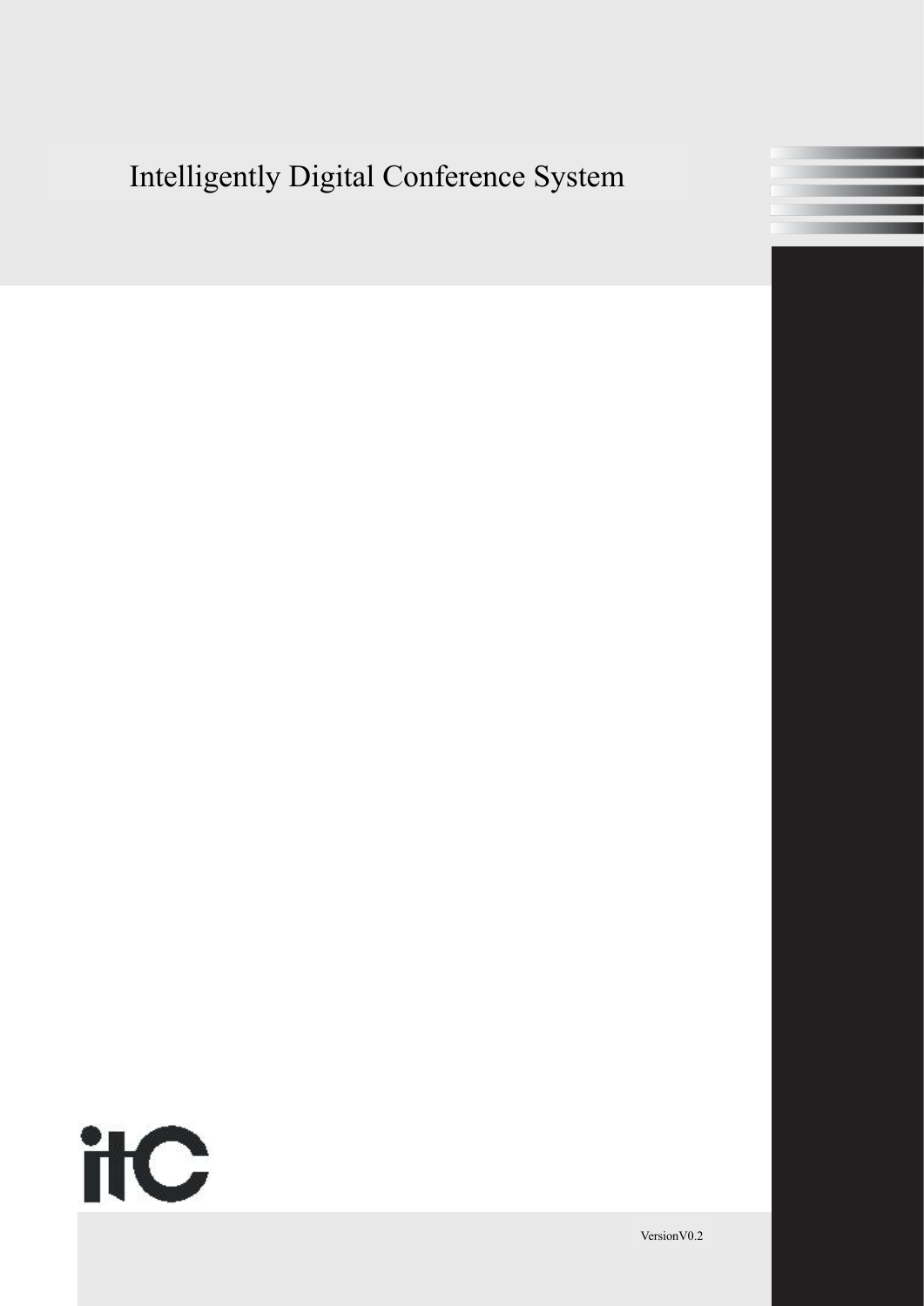# Intelligently Digital Conference System

itC

VersionV0.2